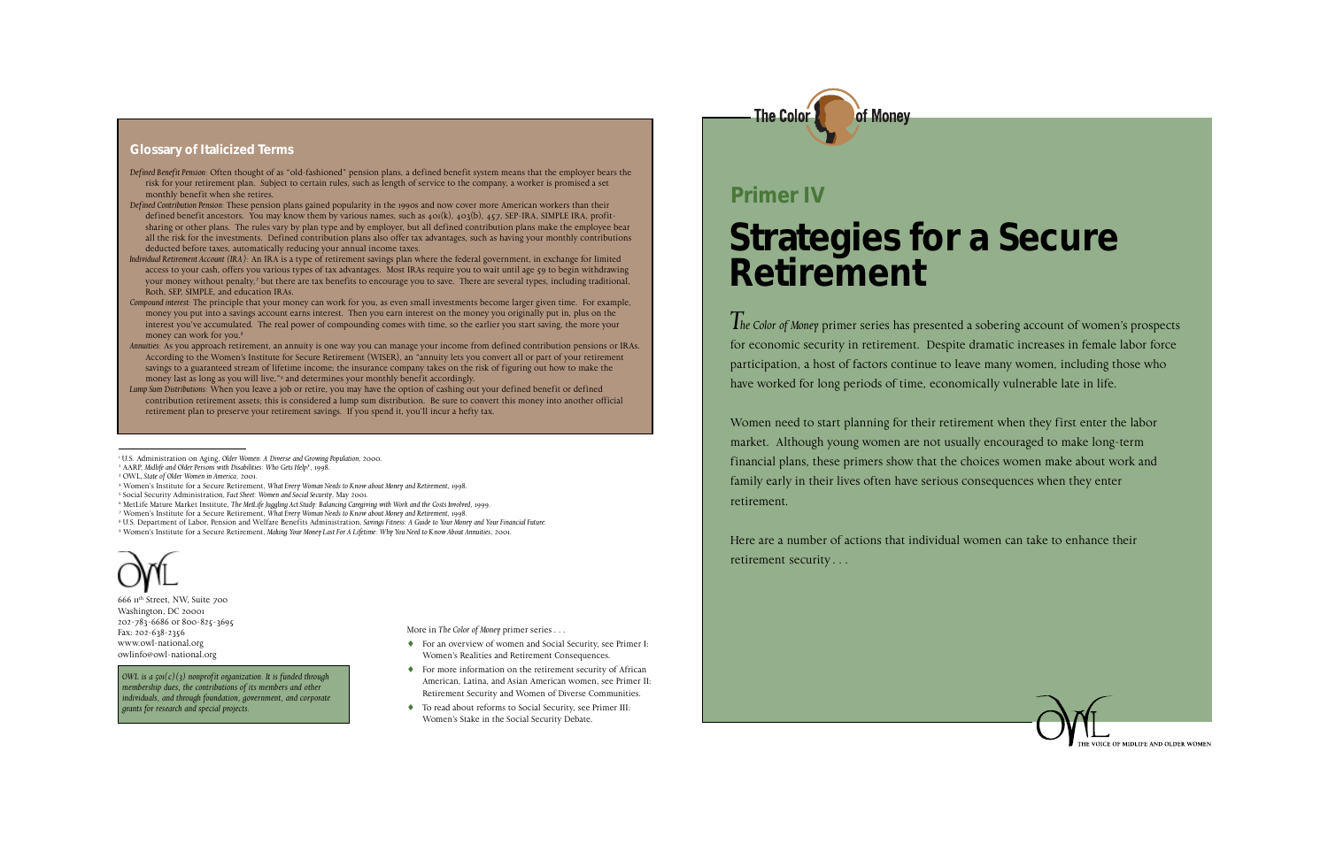## Glossary of Italicized Terms

*Defined Benefit Pension:* Often thought of as "old-fashioned" pension plans, a defined benefit system means that the employer bears the risk for your retirement plan. Subject to certain rules, such as length of service to the company, a worker is promised a set monthly benefit when she retires.

*Defined Contribution Pension:* These pension plans gained popularity in the 1990s and now cover more American workers than their defined benefit ancestors. You may know them by various names, such as 401(k), 403(b), 457, SEP-IRA, SIMPLE IRA, profit-sharing or other plans. The rules vary by plan type and by employer, but all defined contribution plans make the employee bear all the risk for the investments. Defined contribution plans also offer tax advantages, such as having your monthly contributions deducted before taxes, automatically reducing your annual income taxes.

*Individual Retirement Account (IRA):* An IRA is a type of retirement savings plan where the federal government, in exchange for limited access to your cash, offers you various types of tax advantages. Most IRAs require you to wait until age 59 to begin withdrawing your money without penalty,[7] but there are tax benefits to encourage you to save. There are several types, including traditional, Roth, SEP, SIMPLE, and education IRAs.

*Compound interest:* The principle that your money can work for you, as even small investments become larger given time. For example, money you put into a savings account earns interest. Then you earn interest on the money you originally put in, plus on the interest you've accumulated. The real power of compounding comes with time, so the earlier you start saving, the more your money can work for you.[8]

*Annuities:* As you approach retirement, an annuity is one way you can manage your income from defined contribution pensions or IRAs. According to the Women's Institute for Secure Retirement (WISER), an "annuity lets you convert all or part of your retirement savings to a guaranteed stream of lifetime income; the insurance company takes on the risk of figuring out how to make the money last as long as you will live,"[9] and determines your monthly benefit accordingly.

*Lump Sum Distributions:* When you leave a job or retire, you may have the option of cashing out your defined benefit or defined contribution retirement assets; this is considered a lump sum distribution. Be sure to convert this money into another official retirement plan to preserve your retirement savings. If you spend it, you'll incur a hefty tax.

---

[1] U.S. Administration on Aging, *Older Women: A Diverse and Growing Population*, 2000.
[2] AARP, *Midlife and Older Persons with Disabilities: Who Gets Help?*, 1998.
[3] OWL, *State of Older Women in America*, 2001.
[4] Women's Institute for a Secure Retirement, *What Every Woman Needs to Know about Money and Retirement*, 1998.
[5] Social Security Administration, *Fact Sheet: Women and Social Security*, May 2001.
[6] MetLife Mature Market Institute, *The MetLife Juggling Act Study: Balancing Caregiving with Work and the Costs Involved*, 1999.
[7] Women's Institute for a Secure Retirement, *What Every Woman Needs to Know about Money and Retirement*, 1998.
[8] U.S. Department of Labor, Pension and Welfare Benefits Administration, *Savings Fitness: A Guide to Your Money and Your Financial Future*.
[9] Women's Institute for a Secure Retirement, *Making Your Money Last For A Lifetime: Why You Need to Know About Annuities*, 2001.

OWL

666 11th Street, NW, Suite 700
Washington, DC 20001
202-783-6686 or 800-825-3695
Fax: 202-638-2356
www.owl-national.org
owlinfo@owl-national.org

*OWL is a 501(c)(3) nonprofit organization. It is funded through membership dues, the contributions of its members and other individuals, and through foundation, government, and corporate grants for research and special projects.*

More in *The Color of Money* primer series . . .

- For an overview of women and Social Security, see Primer I: Women's Realities and Retirement Consequences.
- For more information on the retirement security of African American, Latina, and Asian American women, see Primer II: Retirement Security and Women of Diverse Communities.
- To read about reforms to Social Security, see Primer III: Women's Stake in the Social Security Debate.

The Color of Money

## Primer IV

# Strategies for a Secure Retirement

*The Color of Money* primer series has presented a sobering account of women's prospects for economic security in retirement. Despite dramatic increases in female labor force participation, a host of factors continue to leave many women, including those who have worked for long periods of time, economically vulnerable late in life.

Women need to start planning for their retirement when they first enter the labor market. Although young women are not usually encouraged to make long-term financial plans, these primers show that the choices women make about work and family early in their lives often have serious consequences when they enter retirement.

Here are a number of actions that individual women can take to enhance their retirement security . . .

OWL — THE VOICE OF MIDLIFE AND OLDER WOMEN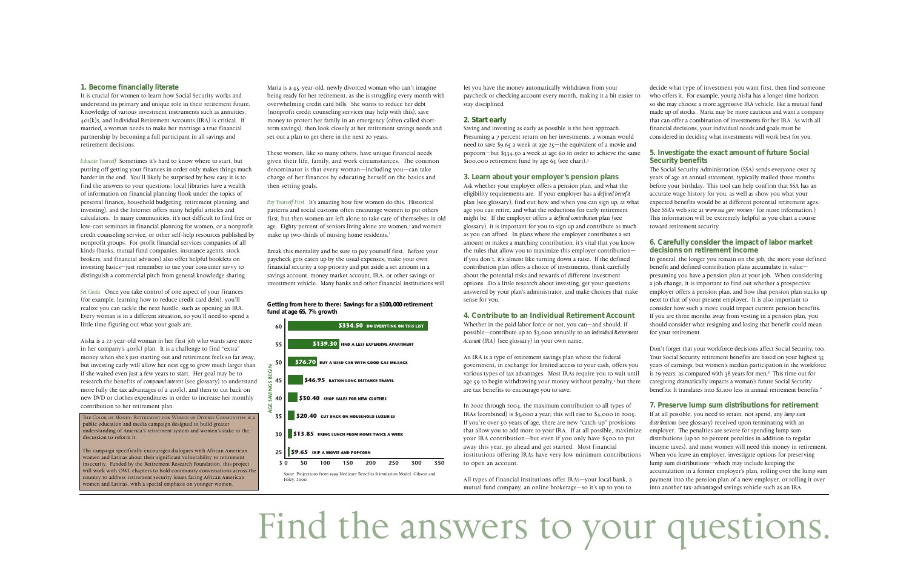## 1. Become financially literate

It is crucial for women to learn how Social Security works and understand its primary and unique role in their retirement future. Knowledge of various investment instruments such as annuities, 401(k)s, and Individual Retirement Accounts (IRA) is critical. If married, a woman needs to make her marriage a true financial partnership by becoming a full participant in all savings and retirement decisions.

*Educate Yourself* Sometimes it's hard to know where to start, but putting off getting your finances in order only makes things much harder in the end. You'll likely be surprised by how easy it is to find the answers to your questions: local libraries have a wealth of information on financial planning (look under the topics of personal finance, household budgeting, retirement planning, and investing), and the Internet offers many helpful articles and calculators. In many communities, it's not difficult to find free or low-cost seminars in financial planning for women, or a nonprofit credit counseling service, or other self-help resources published by nonprofit groups. For-profit financial services companies of all kinds (banks, mutual fund companies, insurance agents, stock brokers, and financial advisors) also offer helpful booklets on investing basics—just remember to use your consumer savvy to distinguish a commercial pitch from general knowledge sharing.

*Set Goals* Once you take control of one aspect of your finances (for example, learning how to reduce credit card debt), you'll realize you can tackle the next hurdle, such as opening an IRA. Every woman is in a different situation, so you'll need to spend a little time figuring out what your goals are.

Aisha is a 22-year-old woman in her first job who wants save more in her company's 401(k) plan. It is a challenge to find "extra" money when she's just starting out and retirement feels so far away, but investing early will allow her nest egg to grow much larger than if she waited even just a few years to start. Her goal may be to research the benefits of *compound interest* (see glossary) to understand more fully the tax advantages of a 401(k), and then to cut back on new DVD or clothes expenditures in order to increase her monthly contribution to her retirement plan.

THE COLOR OF MONEY: RETIREMENT FOR WOMEN OF DIVERSE COMMUNITIES is a public education and media campaign designed to build greater understanding of America's retirement system and women's stake in the discussion to reform it.

The campaign specifically encourages dialogues with African American women and Latinas about their significant vulnerability to retirement insecurity. Funded by the Retirement Research Foundation, this project will work with OWL chapters to hold community conversations across the country to address retirement security issues facing African American women and Latinas, with a special emphasis on younger women.

Maria is a 45-year-old, newly divorced woman who can't imagine being ready for her retirement, as she is struggling every month with overwhelming credit card bills. She wants to reduce her debt (nonprofit credit counseling services may help with this), save money to protect her family in an emergency (often called short-term savings), then look closely at her retirement savings needs and set out a plan to get there in the next 20 years.

These women, like so many others, have unique financial needs given their life, family, and work circumstances. The common denominator is that every woman—including you—can take charge of her finances by educating herself on the basics and then setting goals.

*Pay Yourself First* It's amazing how few women do this. Historical patterns and social customs often encourage women to put others first, but then women are left alone to take care of themselves in old age. Eighty percent of seniors living alone are women,[1] and women make up two-thirds of nursing home residents.[2]

Break this mentality and be sure to pay yourself first. Before your paycheck gets eaten up by the usual expenses, make your own financial security a top priority and put aside a set amount in a savings account, money market account, IRA, or other savings or investment vehicle. Many banks and other financial institutions will let you have the money automatically withdrawn from your paycheck or checking account every month, making it a bit easier to stay disciplined.

**Getting from here to there: Savings for a $100,000 retirement fund at age 65, 7% growth**

AGE SAVINGS BEGIN

60 — $334.50 DO EVERYTING ON THIS LIST

55 — $139.30 FIND A LESS EXPENSIVE APARTMENT

50 — $76.70 BUY A USED CAR WITH GOOD GAS MILEAGE

45 — $46.95 RATION LONG DISTANCE TRAVEL

40 — $30.40 SHOP SALES FOR NEW CLOTHES

35 — $20.40 CUT BACK ON HOUSEHOLD LUXURIES

30 — $13.85 BRING LUNCH FROM HOME TWICE A WEEK

25 — $9.65 SKIP A MOVIE AND POPCORN

$ 0 50 100 150 200 250 300 350

*Source:* Projections from 1999 Medicare Benefits Stimulation Model, Gibson and Foley, 2000.

## 2. Start early

Saving and investing as early as possible is the best approach. Presuming a 7 percent return on her investments, a woman would need to save $9.65 a week at age 25—the equivalent of a movie and popcorn—but $334.50 a week at age 60 in order to achieve the same $100,000 retirement fund by age 65 (see chart).[3]

## 3. Learn about your employer's pension plans

Ask whether your employer offers a pension plan, and what the eligibility requirements are. If your employer has a *defined benefit* plan (see glossary), find out how and when you can sign up, at what age you can retire, and what the reductions for early retirement might be. If the employer offers a *defined contribution* plan (see glossary), it is important for you to sign up and contribute as much as you can afford. In plans where the employer contributes a set amount or makes a matching contribution, it's vital that you know the rules that allow you to maximize this employer contribution—if you don't, it's almost like turning down a raise. If the defined contribution plan offers a choice of investments, think carefully about the potential risks and rewards of different investment options. Do a little research about investing, get your questions answered by your plan's administrator, and make choices that make sense for you.

## 4. Contribute to an Individual Retirement Account

Whether in the paid labor force or not, you can—and should, if possible—contribute up to $3,000 annually to an *Individual Retirement Account (IRA)* (see glossary) in your own name.

An IRA is a type of retirement savings plan where the federal government, in exchange for limited access to your cash, offers you various types of tax advantages. Most IRAs require you to wait until age 59 to begin withdrawing your money without penalty,[4] but there are tax benefits to encourage you to save.

In 2002 through 2004, the maximum contribution to all types of IRAs (combined) is $3,000 a year; this will rise to $4,000 in 2005. If you're over 50 years of age, there are new "catch-up" provisions that allow you to add more to your IRA. If at all possible, maximize your IRA contribution—but even if you only have $500 to put away this year, go ahead and get started. Most financial institutions offering IRAs have very low minimum contributions to open an account.

All types of financial institutions offer IRAs—your local bank, a mutual fund company, an online brokerage—so it's up to you to decide what type of investment you want first, then find someone who offers it. For example, young Aisha has a longer time horizon, so she may choose a more aggressive IRA vehicle, like a mutual fund made up of stocks. Maria may be more cautious and want a company that can offer a combination of investments for her IRA. As with all financial decisions, your individual needs and goals must be considered in deciding what investments will work best for you.

## 5. Investigate the exact amount of future Social Security benefits

The Social Security Administration (SSA) sends everyone over 25 years of age an annual statement, typically mailed three months before your birthday. This tool can help confirm that SSA has an accurate wage history for you, as well as show you what your expected benefits would be at different potential retirement ages. (See SSA's web site at *www.ssa.gov/women/* for more information.) This information will be extremely helpful as you chart a course toward retirement security.

## 6. Carefully consider the impact of labor market decisions on retirement income

In general, the longer you remain on the job, the more your defined benefit and defined contribution plans accumulate in value—presuming you have a pension plan at your job. When considering a job change, it is important to find out whether a prospective employer offers a pension plan, and how that pension plan stacks up next to that of your present employer. It is also important to consider how such a move could impact current pension benefits. If you are three months away from vesting in a pension plan, you should consider what resigning and losing that benefit could mean for your retirement.

Don't forget that your workforce decisions affect Social Security, too. Your Social Security retirement benefits are based on your highest 35 years of earnings, but women's median participation in the workforce is 29 years, as compared with 38 years for men.[5] This time out for caregiving dramatically impacts a woman's future Social Security benefits: It translates into $2,100 less in annual retirement benefits.[6]

## 7. Preserve lump sum distributions for retirement

If at all possible, you need to retain, not spend, any *lump sum distributions* (see glossary) received upon terminating with an employer. The penalties are severe for spending lump sum distributions (up to 20 percent penalties in addition to regular income taxes), and most women will need this money in retirement. When you leave an employer, investigate options for preserving lump sum distributions—which may include keeping the accumulation in a former employer's plan, rolling over the lump sum payment into the pension plan of a new employer, or rolling it over into another tax-advantaged savings vehicle such as an IRA.

# Find the answers to your questions.